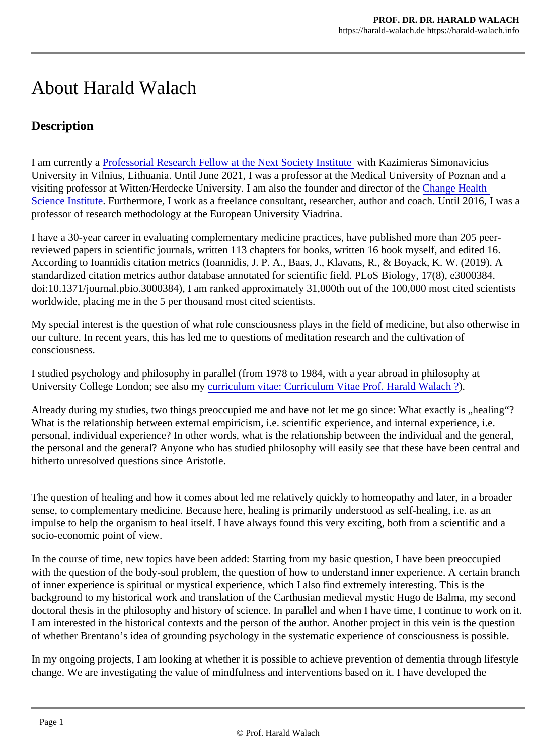# About Harald Walach

## Description

I am currently a Professorial Research Fellow at the Next Society Institute with Kazimieras Simonavicius University in Vilnius, Lithuania. Until June 2021, I was a professor at the Medical University of Poznan and a visiting professor at Witten/Herdecke University. I am also the founder and director of the Change Health Science Institute. Furthermore, I work as a freelance consultant, researcher, author and coach. Until 2016, I was a professor of research methodology at the European University Viadrina.

I have a 30-year career in evaluating complementary medicine practices, have published more than 205 peer-reviewed papers in scientific journals, written 113 chapters for books, written 16 book myself, and edited 16. According to Ioannidis citation metrics (Ioannidis, J. P. A., Baas, J., Klavans, R., & Boyack, K. W. (2019). A standardized citation metrics author database annotated for scientific field. PLoS Biology, 17(8), e3000384. doi:10.1371/journal.pbio.3000384), I am ranked approximately 31,000th out of the 100,000 most cited scientists worldwide, placing me in the 5 per thousand most cited scientists.

My special interest is the question of what role consciousness plays in the field of medicine, but also otherwise in our culture. In recent years, this has led me to questions of meditation research and the cultivation of consciousness.

I studied psychology and philosophy in parallel (from 1978 to 1984, with a year abroad in philosophy at University College London; see also my curriculum vitae: Curriculum Vitae Prof. Harald Walach ?).

Already during my studies, two things preoccupied me and have not let me go since: What exactly is „healing"? What is the relationship between external empiricism, i.e. scientific experience, and internal experience, i.e. personal, individual experience? In other words, what is the relationship between the individual and the general, the personal and the general? Anyone who has studied philosophy will easily see that these have been central and hitherto unresolved questions since Aristotle.

The question of healing and how it comes about led me relatively quickly to homeopathy and later, in a broader sense, to complementary medicine. Because here, healing is primarily understood as self-healing, i.e. as an impulse to help the organism to heal itself. I have always found this very exciting, both from a scientific and a socio-economic point of view.

In the course of time, new topics have been added: Starting from my basic question, I have been preoccupied with the question of the body-soul problem, the question of how to understand inner experience. A certain branch of inner experience is spiritual or mystical experience, which I also find extremely interesting. This is the background to my historical work and translation of the Carthusian medieval mystic Hugo de Balma, my second doctoral thesis in the philosophy and history of science. In parallel and when I have time, I continue to work on it. I am interested in the historical contexts and the person of the author. Another project in this vein is the question of whether Brentano's idea of grounding psychology in the systematic experience of consciousness is possible.

In my ongoing projects, I am looking at whether it is possible to achieve prevention of dementia through lifestyle change. We are investigating the value of mindfulness and interventions based on it. I have developed the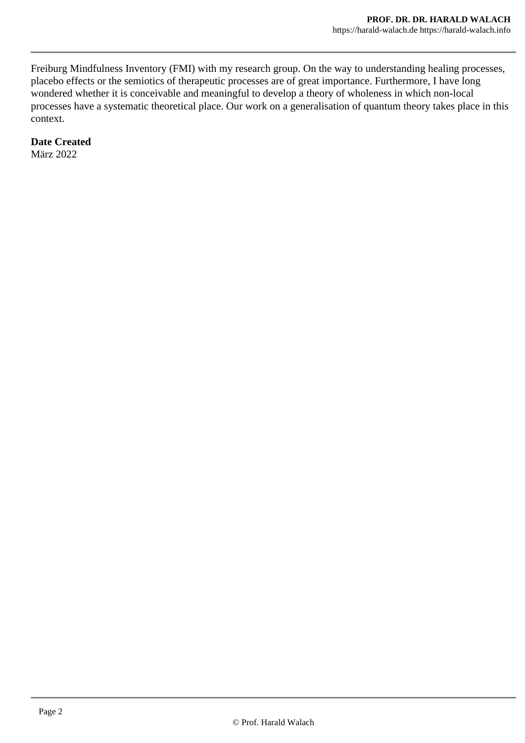Freiburg Mindfulness Inventory (FMI) with my research group. On the way to understanding healing processes, placebo effects or the semiotics of therapeutic processes are of great importance. Furthermore, I have long wondered whether it is conceivable and meaningful to develop a theory of wholeness in which non-local processes have a systematic theoretical place. Our work on a generalisation of quantum theory takes place in this context.

**Date Created**
März 2022